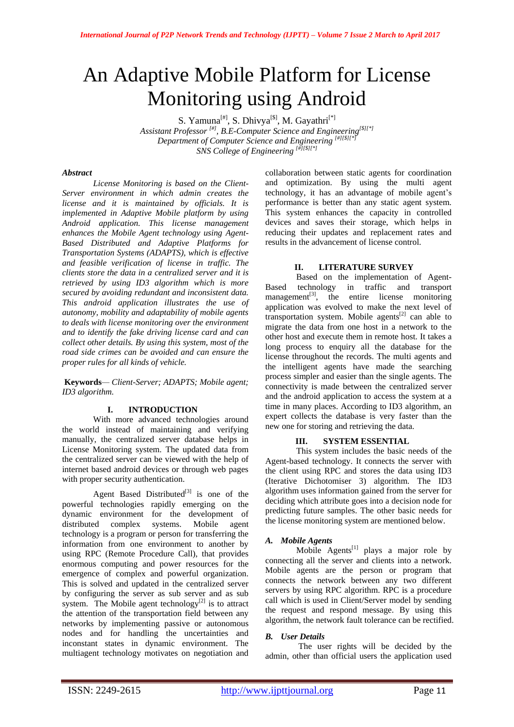# An Adaptive Mobile Platform for License Monitoring using Android

S. Yamuna[#], S. Dhivya[$], M. Gayathri[*]

*Assistant Professor [#], B.E-Computer Science and Engineering[$][*]*
*Department of Computer Science and Engineering [#][$][*]*
*SNS College of Engineering [#][$][*]*

***Abstract***

*License Monitoring is based on the Client-Server environment in which admin creates the license and it is maintained by officials. It is implemented in Adaptive Mobile platform by using Android application. This license management enhances the Mobile Agent technology using Agent-Based Distributed and Adaptive Platforms for Transportation Systems (ADAPTS), which is effective and feasible verification of license in traffic. The clients store the data in a centralized server and it is retrieved by using ID3 algorithm which is more secured by avoiding redundant and inconsistent data. This android application illustrates the use of autonomy, mobility and adaptability of mobile agents to deals with license monitoring over the environment and to identify the fake driving license card and can collect other details. By using this system, most of the road side crimes can be avoided and can ensure the proper rules for all kinds of vehicle.*

**Keywords**— *Client-Server; ADAPTS; Mobile agent; ID3 algorithm.*

## I. INTRODUCTION

With more advanced technologies around the world instead of maintaining and verifying manually, the centralized server database helps in License Monitoring system. The updated data from the centralized server can be viewed with the help of internet based android devices or through web pages with proper security authentication.

Agent Based Distributed[3] is one of the powerful technologies rapidly emerging on the dynamic environment for the development of distributed complex systems. Mobile agent technology is a program or person for transferring the information from one environment to another by using RPC (Remote Procedure Call), that provides enormous computing and power resources for the emergence of complex and powerful organization. This is solved and updated in the centralized server by configuring the server as sub server and as sub system. The Mobile agent technology[2] is to attract the attention of the transportation field between any networks by implementing passive or autonomous nodes and for handling the uncertainties and inconstant states in dynamic environment. The multiagent technology motivates on negotiation and collaboration between static agents for coordination and optimization. By using the multi agent technology, it has an advantage of mobile agent's performance is better than any static agent system. This system enhances the capacity in controlled devices and saves their storage, which helps in reducing their updates and replacement rates and results in the advancement of license control.

## II. LITERATURE SURVEY

Based on the implementation of Agent-Based technology in traffic and transport management[3], the entire license monitoring application was evolved to make the next level of transportation system. Mobile agents[2] can able to migrate the data from one host in a network to the other host and execute them in remote host. It takes a long process to enquiry all the database for the license throughout the records. The multi agents and the intelligent agents have made the searching process simpler and easier than the single agents. The connectivity is made between the centralized server and the android application to access the system at a time in many places. According to ID3 algorithm, an expert collects the database is very faster than the new one for storing and retrieving the data.

## III. SYSTEM ESSENTIAL

This system includes the basic needs of the Agent-based technology. It connects the server with the client using RPC and stores the data using ID3 (Iterative Dichotomiser 3) algorithm. The ID3 algorithm uses information gained from the server for deciding which attribute goes into a decision node for predicting future samples. The other basic needs for the license monitoring system are mentioned below.

### *A. Mobile Agents*

Mobile Agents[1] plays a major role by connecting all the server and clients into a network. Mobile agents are the person or program that connects the network between any two different servers by using RPC algorithm. RPC is a procedure call which is used in Client/Server model by sending the request and respond message. By using this algorithm, the network fault tolerance can be rectified.

### *B. User Details*

The user rights will be decided by the admin, other than official users the application used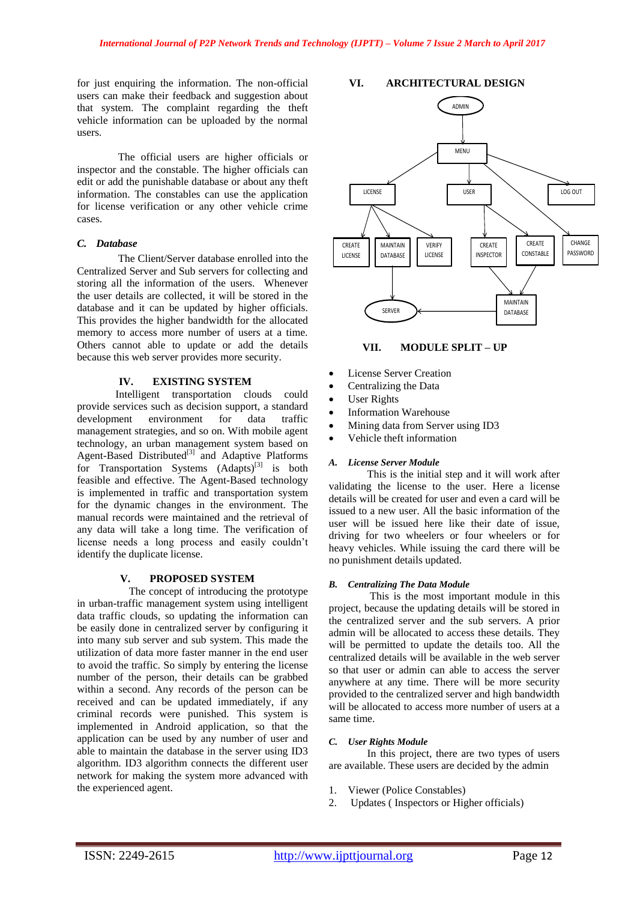for just enquiring the information. The non-official users can make their feedback and suggestion about that system. The complaint regarding the theft vehicle information can be uploaded by the normal users.

The official users are higher officials or inspector and the constable. The higher officials can edit or add the punishable database or about any theft information. The constables can use the application for license verification or any other vehicle crime cases.

### C. Database

The Client/Server database enrolled into the Centralized Server and Sub servers for collecting and storing all the information of the users. Whenever the user details are collected, it will be stored in the database and it can be updated by higher officials. This provides the higher bandwidth for the allocated memory to access more number of users at a time. Others cannot able to update or add the details because this web server provides more security.

## IV. EXISTING SYSTEM

Intelligent transportation clouds could provide services such as decision support, a standard development environment for data traffic management strategies, and so on. With mobile agent technology, an urban management system based on Agent-Based Distributed[3] and Adaptive Platforms for Transportation Systems (Adapts)[3] is both feasible and effective. The Agent-Based technology is implemented in traffic and transportation system for the dynamic changes in the environment. The manual records were maintained and the retrieval of any data will take a long time. The verification of license needs a long process and easily couldn't identify the duplicate license.

## V. PROPOSED SYSTEM

The concept of introducing the prototype in urban-traffic management system using intelligent data traffic clouds, so updating the information can be easily done in centralized server by configuring it into many sub server and sub system. This made the utilization of data more faster manner in the end user to avoid the traffic. So simply by entering the license number of the person, their details can be grabbed within a second. Any records of the person can be received and can be updated immediately, if any criminal records were punished. This system is implemented in Android application, so that the application can be used by any number of user and able to maintain the database in the server using ID3 algorithm. ID3 algorithm connects the different user network for making the system more advanced with the experienced agent.

## VI. ARCHITECTURAL DESIGN

## VII. MODULE SPLIT – UP

- License Server Creation
- Centralizing the Data
- User Rights
- Information Warehouse
- Mining data from Server using ID3
- Vehicle theft information

### A. License Server Module

This is the initial step and it will work after validating the license to the user. Here a license details will be created for user and even a card will be issued to a new user. All the basic information of the user will be issued here like their date of issue, driving for two wheelers or four wheelers or for heavy vehicles. While issuing the card there will be no punishment details updated.

### B. Centralizing The Data Module

This is the most important module in this project, because the updating details will be stored in the centralized server and the sub servers. A prior admin will be allocated to access these details. They will be permitted to update the details too. All the centralized details will be available in the web server so that user or admin can able to access the server anywhere at any time. There will be more security provided to the centralized server and high bandwidth will be allocated to access more number of users at a same time.

### C. User Rights Module

In this project, there are two types of users are available. These users are decided by the admin

1. Viewer (Police Constables)
2. Updates ( Inspectors or Higher officials)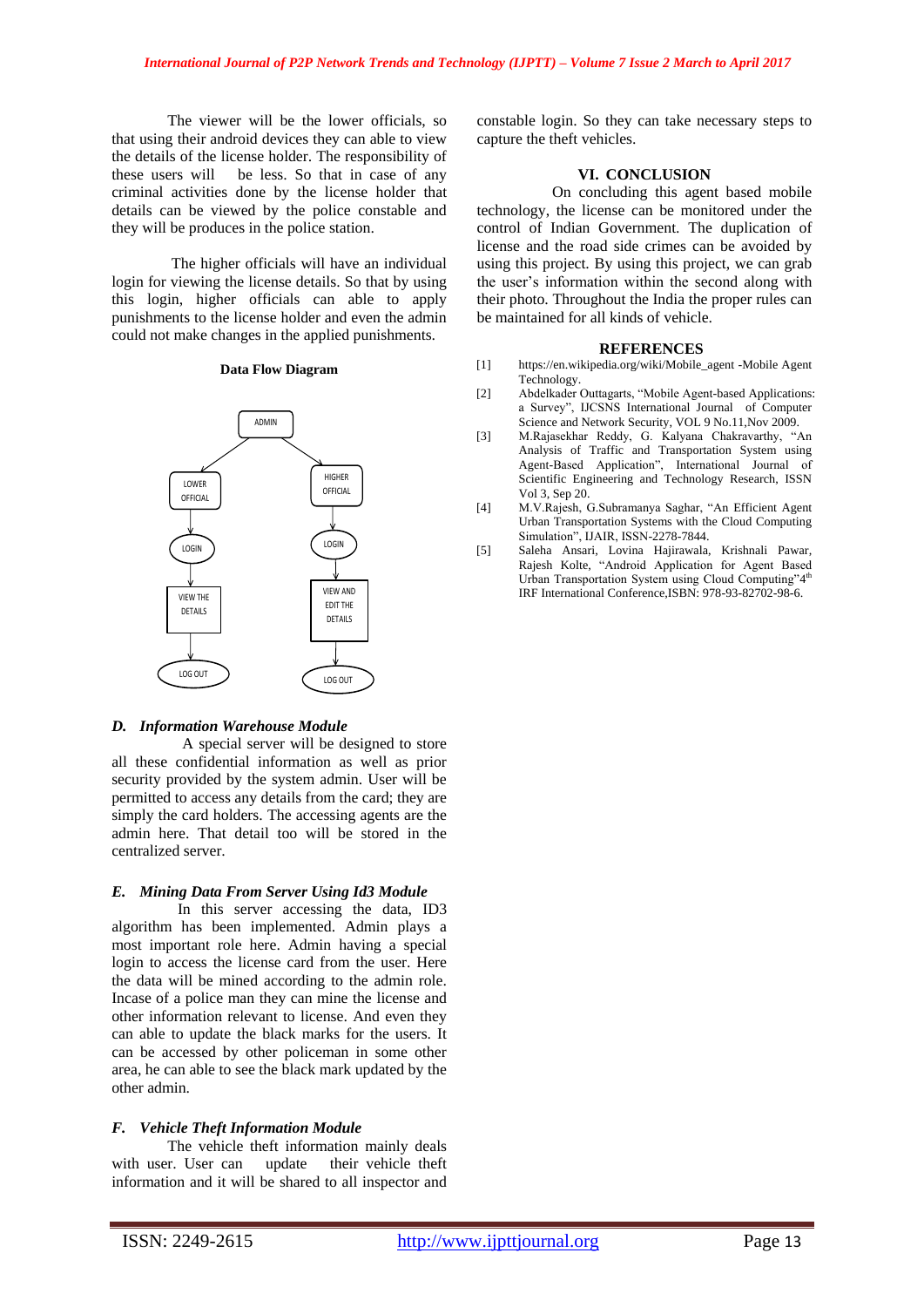The viewer will be the lower officials, so that using their android devices they can able to view the details of the license holder. The responsibility of these users will be less. So that in case of any criminal activities done by the license holder that details can be viewed by the police constable and they will be produces in the police station.

The higher officials will have an individual login for viewing the license details. So that by using this login, higher officials can able to apply punishments to the license holder and even the admin could not make changes in the applied punishments.

**Data Flow Diagram**

ADMIN

LOWER OFFICIAL

HIGHER OFFICIAL

LOGIN

LOGIN

VIEW THE DETAILS

VIEW AND EDIT THE DETAILS

LOG OUT

LOG OUT

### *D. Information Warehouse Module*

A special server will be designed to store all these confidential information as well as prior security provided by the system admin. User will be permitted to access any details from the card; they are simply the card holders. The accessing agents are the admin here. That detail too will be stored in the centralized server.

### *E. Mining Data From Server Using Id3 Module*

In this server accessing the data, ID3 algorithm has been implemented. Admin plays a most important role here. Admin having a special login to access the license card from the user. Here the data will be mined according to the admin role. Incase of a police man they can mine the license and other information relevant to license. And even they can able to update the black marks for the users. It can be accessed by other policeman in some other area, he can able to see the black mark updated by the other admin.

### *F. Vehicle Theft Information Module*

The vehicle theft information mainly deals with user. User can update their vehicle theft information and it will be shared to all inspector and constable login. So they can take necessary steps to capture the theft vehicles.

## VI. CONCLUSION

On concluding this agent based mobile technology, the license can be monitored under the control of Indian Government. The duplication of license and the road side crimes can be avoided by using this project. By using this project, we can grab the user's information within the second along with their photo. Throughout the India the proper rules can be maintained for all kinds of vehicle.

## REFERENCES

[1] https://en.wikipedia.org/wiki/Mobile_agent -Mobile Agent Technology.

[2] Abdelkader Outtagarts, "Mobile Agent-based Applications: a Survey", IJCSNS International Journal of Computer Science and Network Security, VOL 9 No.11,Nov 2009.

[3] M.Rajasekhar Reddy, G. Kalyana Chakravarthy, "An Analysis of Traffic and Transportation System using Agent-Based Application", International Journal of Scientific Engineering and Technology Research, ISSN Vol 3, Sep 20.

[4] M.V.Rajesh, G.Subramanya Saghar, "An Efficient Agent Urban Transportation Systems with the Cloud Computing Simulation", IJAIR, ISSN-2278-7844.

[5] Saleha Ansari, Lovina Hajirawala, Krishnali Pawar, Rajesh Kolte, "Android Application for Agent Based Urban Transportation System using Cloud Computing" 4th IRF International Conference,ISBN: 978-93-82702-98-6.